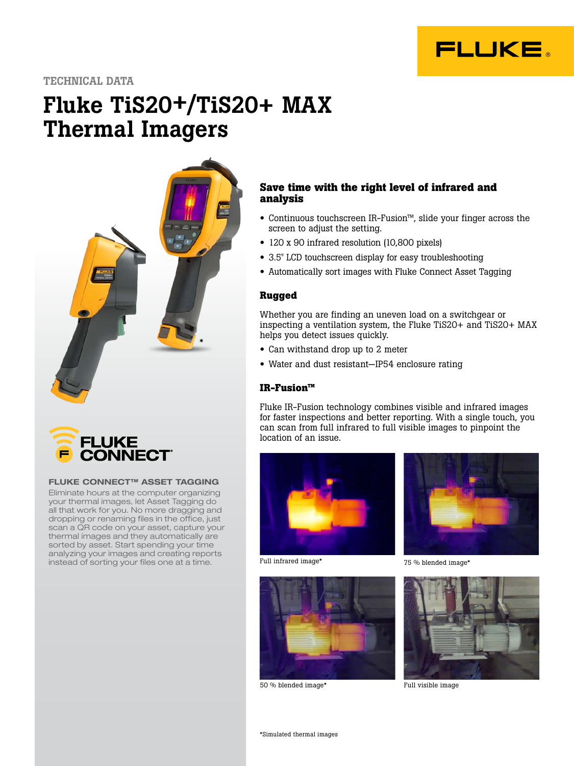TECHNICAL DATA

# Fluke TiS20+/TiS20+ MAX Thermal Imagers

**FLUKE CONNECT™ ASSET TAGGING**

Eliminate hours at the computer organizing your thermal images, let Asset Tagging do all that work for you. No more dragging and dropping or renaming files in the office, just scan a QR code on your asset, capture your thermal images and they automatically are sorted by asset. Start spending your time analyzing your images and creating reports instead of sorting your files one at a time.

## Save time with the right level of infrared and analysis

- Continuous touchscreen IR-Fusion™, slide your finger across the screen to adjust the setting.
- 120 x 90 infrared resolution (10,800 pixels)
- 3.5" LCD touchscreen display for easy troubleshooting
- Automatically sort images with Fluke Connect Asset Tagging

## Rugged

Whether you are finding an uneven load on a switchgear or inspecting a ventilation system, the Fluke TiS20+ and TiS20+ MAX helps you detect issues quickly.

- Can withstand drop up to 2 meter
- Water and dust resistant—IP54 enclosure rating

## IR-Fusion™

Fluke IR-Fusion technology combines visible and infrared images for faster inspections and better reporting. With a single touch, you can scan from full infrared to full visible images to pinpoint the location of an issue.

Full infrared image*

75 % blended image*

50 % blended image*

Full visible image

*Simulated thermal images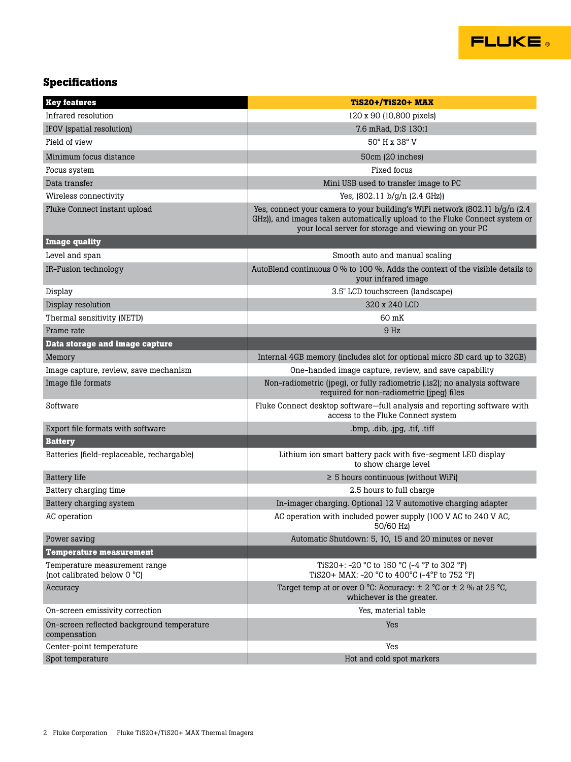## Specifications

| Key features | TiS20+/TiS20+ MAX |
|---|---|
| Infrared resolution | 120 x 90 (10,800 pixels) |
| IFOV (spatial resolution) | 7.6 mRad, D:S 130:1 |
| Field of view | 50° H x 38° V |
| Minimum focus distance | 50cm (20 inches) |
| Focus system | Fixed focus |
| Data transfer | Mini USB used to transfer image to PC |
| Wireless connectivity | Yes, (802.11 b/g/n (2.4 GHz)) |
| Fluke Connect instant upload | Yes, connect your camera to your building's WiFi network (802.11 b/g/n (2.4 GHz)), and images taken automatically upload to the Fluke Connect system or your local server for storage and viewing on your PC |
| **Image quality** | |
| Level and span | Smooth auto and manual scaling |
| IR-Fusion technology | AutoBlend continuous 0 % to 100 %. Adds the context of the visible details to your infrared image |
| Display | 3.5" LCD touchscreen (landscape) |
| Display resolution | 320 x 240 LCD |
| Thermal sensitivity (NETD) | 60 mK |
| Frame rate | 9 Hz |
| **Data storage and image capture** | |
| Memory | Internal 4GB memory (includes slot for optional micro SD card up to 32GB) |
| Image capture, review, save mechanism | One-handed image capture, review, and save capability |
| Image file formats | Non-radiometric (jpeg), or fully radiometric (.is2); no analysis software required for non-radiometric (jpeg) files |
| Software | Fluke Connect desktop software—full analysis and reporting software with access to the Fluke Connect system |
| Export file formats with software | .bmp, .dib, .jpg, .tif, .tiff |
| **Battery** | |
| Batteries (field-replaceable, rechargable) | Lithium ion smart battery pack with five-segment LED display to show charge level |
| Battery life | ≥ 5 hours continuous (without WiFi) |
| Battery charging time | 2.5 hours to full charge |
| Battery charging system | In-imager charging. Optional 12 V automotive charging adapter |
| AC operation | AC operation with included power supply (100 V AC to 240 V AC, 50/60 Hz) |
| Power saving | Automatic Shutdown: 5, 10, 15 and 20 minutes or never |
| **Temperature measurement** | |
| Temperature measurement range (not calibrated below 0 °C) | TiS20+: -20 °C to 150 °C (-4 °F to 302 °F)<br>TiS20+ MAX: -20 °C to 400°C (-4°F to 752 °F) |
| Accuracy | Target temp at or over 0 °C: Accuracy: ± 2 °C or ± 2 % at 25 °C, whichever is the greater. |
| On-screen emissivity correction | Yes, material table |
| On-screen reflected background temperature compensation | Yes |
| Center-point temperature | Yes |
| Spot temperature | Hot and cold spot markers |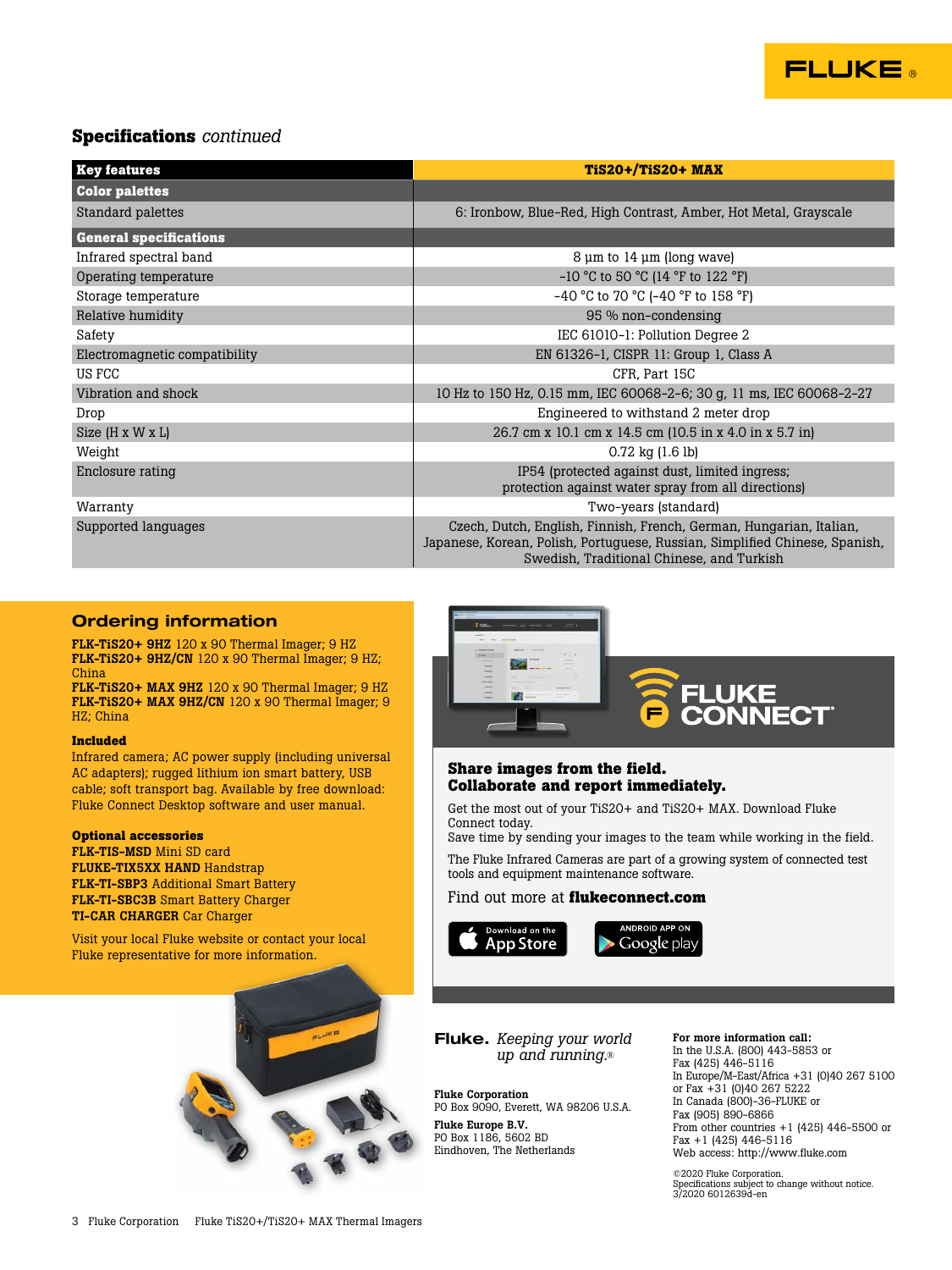## Specifications *continued*

| Key features | TiS20+/TiS20+ MAX |
|---|---|
| **Color palettes** | |
| Standard palettes | 6: Ironbow, Blue-Red, High Contrast, Amber, Hot Metal, Grayscale |
| **General specifications** | |
| Infrared spectral band | 8 µm to 14 µm (long wave) |
| Operating temperature | -10 °C to 50 °C (14 °F to 122 °F) |
| Storage temperature | -40 °C to 70 °C (-40 °F to 158 °F) |
| Relative humidity | 95 % non-condensing |
| Safety | IEC 61010-1: Pollution Degree 2 |
| Electromagnetic compatibility | EN 61326-1, CISPR 11: Group 1, Class A |
| US FCC | CFR, Part 15C |
| Vibration and shock | 10 Hz to 150 Hz, 0.15 mm, IEC 60068-2-6; 30 g, 11 ms, IEC 60068-2-27 |
| Drop | Engineered to withstand 2 meter drop |
| Size (H x W x L) | 26.7 cm x 10.1 cm x 14.5 cm (10.5 in x 4.0 in x 5.7 in) |
| Weight | 0.72 kg (1.6 lb) |
| Enclosure rating | IP54 (protected against dust, limited ingress; protection against water spray from all directions) |
| Warranty | Two-years (standard) |
| Supported languages | Czech, Dutch, English, Finnish, French, German, Hungarian, Italian, Japanese, Korean, Polish, Portuguese, Russian, Simplified Chinese, Spanish, Swedish, Traditional Chinese, and Turkish |

## Ordering information

**FLK-TiS20+ 9HZ** 120 x 90 Thermal Imager; 9 HZ
**FLK-TiS20+ 9HZ/CN** 120 x 90 Thermal Imager; 9 HZ; China
**FLK-TiS20+ MAX 9HZ** 120 x 90 Thermal Imager; 9 HZ
**FLK-TiS20+ MAX 9HZ/CN** 120 x 90 Thermal Imager; 9 HZ; China

**Included**

Infrared camera; AC power supply (including universal AC adapters); rugged lithium ion smart battery, USB cable; soft transport bag. Available by free download: Fluke Connect Desktop software and user manual.

**Optional accessories**

**FLK-TIS-MSD** Mini SD card
**FLUKE-TIX5XX HAND** Handstrap
**FLK-TI-SBP3** Additional Smart Battery
**FLK-TI-SBC3B** Smart Battery Charger
**TI-CAR CHARGER** Car Charger

Visit your local Fluke website or contact your local Fluke representative for more information.

FLUKE CONNECT

**Share images from the field.**
**Collaborate and report immediately.**

Get the most out of your TiS20+ and TiS20+ MAX. Download Fluke Connect today.
Save time by sending your images to the team while working in the field.

The Fluke Infrared Cameras are part of a growing system of connected test tools and equipment maintenance software.

Find out more at **flukeconnect.com**

Download on the App Store
ANDROID APP ON Google play

**Fluke.** *Keeping your world up and running.®*

**Fluke Corporation**
PO Box 9090, Everett, WA 98206 U.S.A.

**Fluke Europe B.V.**
PO Box 1186, 5602 BD
Eindhoven, The Netherlands

**For more information call:**
In the U.S.A. (800) 443-5853 or
Fax (425) 446-5116
In Europe/M-East/Africa +31 (0)40 267 5100
or Fax +31 (0)40 267 5222
In Canada (800)-36-FLUKE or
Fax (905) 890-6866
From other countries +1 (425) 446-5500 or
Fax +1 (425) 446-5116
Web access: http://www.fluke.com

©2020 Fluke Corporation.
Specifications subject to change without notice.
3/2020 6012639d-en